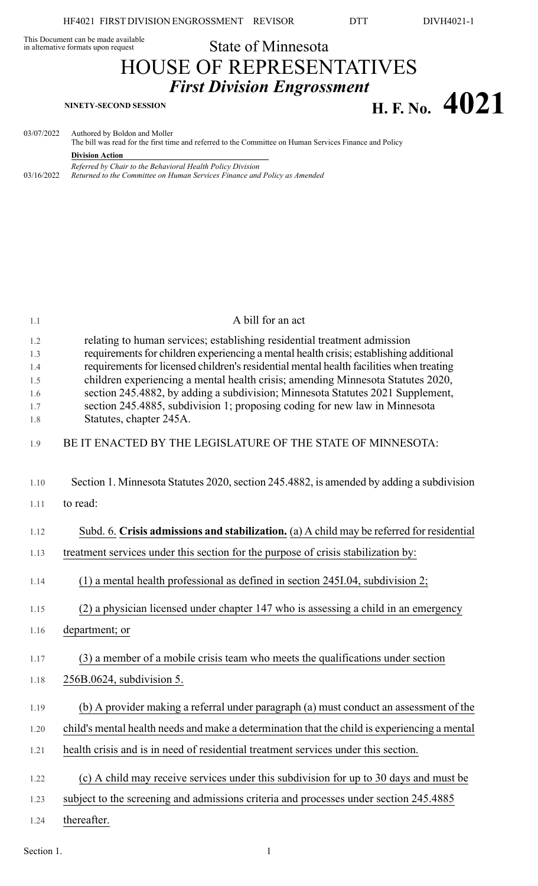This Document can be made available in alternative formats upon request

State of Minnesota

# HOUSE OF REPRESENTATIVES

## *First Division Engrossment*

**NINETY-SECOND SESSION**

# H. F. No. 4021

03/07/2022 Authored by Boldon and Moller
The bill was read for the first time and referred to the Committee on Human Services Finance and Policy

**Division Action**

*Referred by Chair to the Behavioral Health Policy Division*
03/16/2022 *Returned to the Committee on Human Services Finance and Policy as Amended*

A bill for an act

relating to human services; establishing residential treatment admission requirements for children experiencing a mental health crisis; establishing additional requirements for licensed children's residential mental health facilities when treating children experiencing a mental health crisis; amending Minnesota Statutes 2020, section 245.4882, by adding a subdivision; Minnesota Statutes 2021 Supplement, section 245.4885, subdivision 1; proposing coding for new law in Minnesota Statutes, chapter 245A.

BE IT ENACTED BY THE LEGISLATURE OF THE STATE OF MINNESOTA:

Section 1. Minnesota Statutes 2020, section 245.4882, is amended by adding a subdivision to read:

Subd. 6. **Crisis admissions and stabilization.** (a) A child may be referred for residential treatment services under this section for the purpose of crisis stabilization by:

(1) a mental health professional as defined in section 245I.04, subdivision 2;

(2) a physician licensed under chapter 147 who is assessing a child in an emergency department; or

(3) a member of a mobile crisis team who meets the qualifications under section 256B.0624, subdivision 5.

(b) A provider making a referral under paragraph (a) must conduct an assessment of the child's mental health needs and make a determination that the child is experiencing a mental health crisis and is in need of residential treatment services under this section.

(c) A child may receive services under this subdivision for up to 30 days and must be subject to the screening and admissions criteria and processes under section 245.4885 thereafter.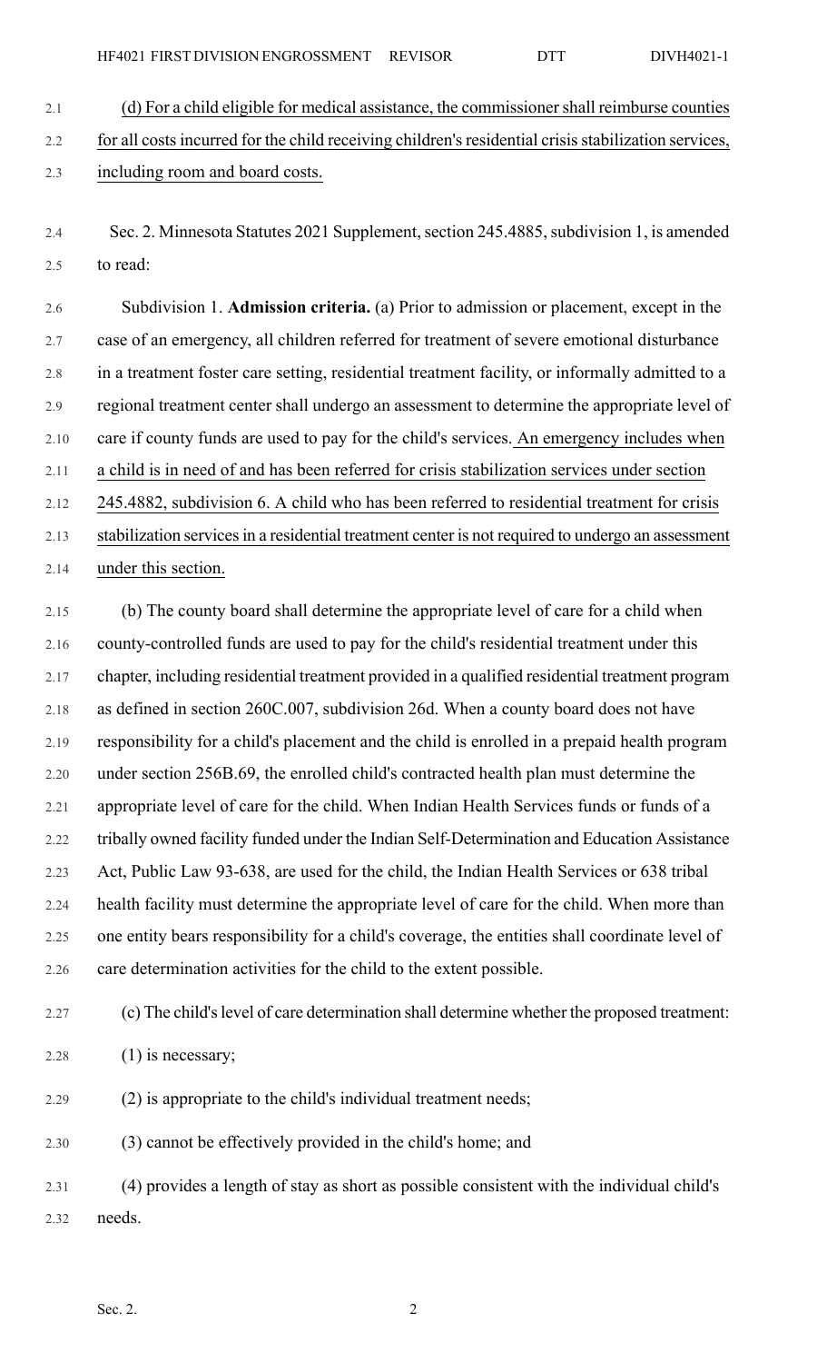(d) For a child eligible for medical assistance, the commissioner shall reimburse counties for all costs incurred for the child receiving children's residential crisis stabilization services, including room and board costs.

Sec. 2. Minnesota Statutes 2021 Supplement, section 245.4885, subdivision 1, is amended to read:

Subdivision 1. **Admission criteria.** (a) Prior to admission or placement, except in the case of an emergency, all children referred for treatment of severe emotional disturbance in a treatment foster care setting, residential treatment facility, or informally admitted to a regional treatment center shall undergo an assessment to determine the appropriate level of care if county funds are used to pay for the child's services. An emergency includes when a child is in need of and has been referred for crisis stabilization services under section 245.4882, subdivision 6. A child who has been referred to residential treatment for crisis stabilization services in a residential treatment center is not required to undergo an assessment under this section.

(b) The county board shall determine the appropriate level of care for a child when county-controlled funds are used to pay for the child's residential treatment under this chapter, including residential treatment provided in a qualified residential treatment program as defined in section 260C.007, subdivision 26d. When a county board does not have responsibility for a child's placement and the child is enrolled in a prepaid health program under section 256B.69, the enrolled child's contracted health plan must determine the appropriate level of care for the child. When Indian Health Services funds or funds of a tribally owned facility funded under the Indian Self-Determination and Education Assistance Act, Public Law 93-638, are used for the child, the Indian Health Services or 638 tribal health facility must determine the appropriate level of care for the child. When more than one entity bears responsibility for a child's coverage, the entities shall coordinate level of care determination activities for the child to the extent possible.

(c) The child's level of care determination shall determine whether the proposed treatment:

(1) is necessary;

(2) is appropriate to the child's individual treatment needs;

(3) cannot be effectively provided in the child's home; and

(4) provides a length of stay as short as possible consistent with the individual child's needs.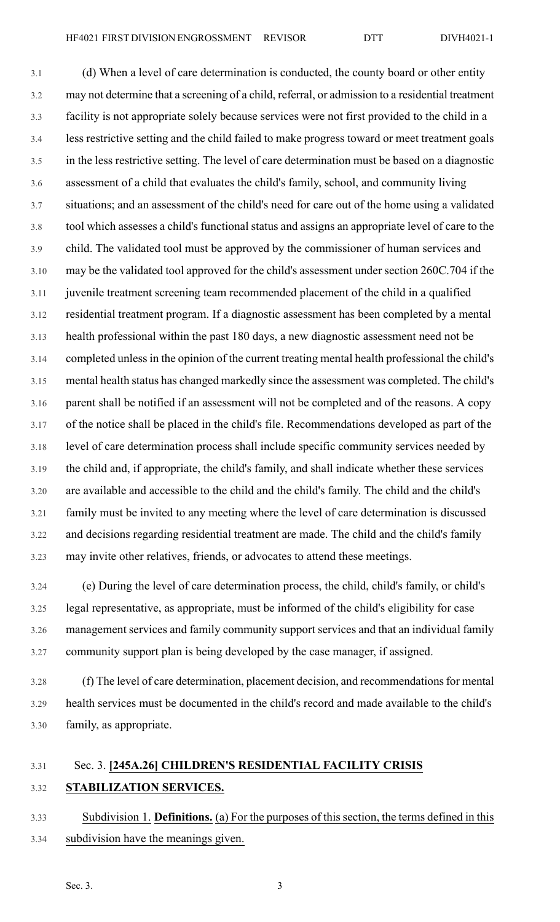(d) When a level of care determination is conducted, the county board or other entity may not determine that a screening of a child, referral, or admission to a residential treatment facility is not appropriate solely because services were not first provided to the child in a less restrictive setting and the child failed to make progress toward or meet treatment goals in the less restrictive setting. The level of care determination must be based on a diagnostic assessment of a child that evaluates the child's family, school, and community living situations; and an assessment of the child's need for care out of the home using a validated tool which assesses a child's functional status and assigns an appropriate level of care to the child. The validated tool must be approved by the commissioner of human services and may be the validated tool approved for the child's assessment under section 260C.704 if the juvenile treatment screening team recommended placement of the child in a qualified residential treatment program. If a diagnostic assessment has been completed by a mental health professional within the past 180 days, a new diagnostic assessment need not be completed unless in the opinion of the current treating mental health professional the child's mental health status has changed markedly since the assessment was completed. The child's parent shall be notified if an assessment will not be completed and of the reasons. A copy of the notice shall be placed in the child's file. Recommendations developed as part of the level of care determination process shall include specific community services needed by the child and, if appropriate, the child's family, and shall indicate whether these services are available and accessible to the child and the child's family. The child and the child's family must be invited to any meeting where the level of care determination is discussed and decisions regarding residential treatment are made. The child and the child's family may invite other relatives, friends, or advocates to attend these meetings.

(e) During the level of care determination process, the child, child's family, or child's legal representative, as appropriate, must be informed of the child's eligibility for case management services and family community support services and that an individual family community support plan is being developed by the case manager, if assigned.

(f) The level of care determination, placement decision, and recommendations for mental health services must be documented in the child's record and made available to the child's family, as appropriate.

Sec. 3. **[245A.26] CHILDREN'S RESIDENTIAL FACILITY CRISIS STABILIZATION SERVICES.**

Subdivision 1. **Definitions.** (a) For the purposes of this section, the terms defined in this subdivision have the meanings given.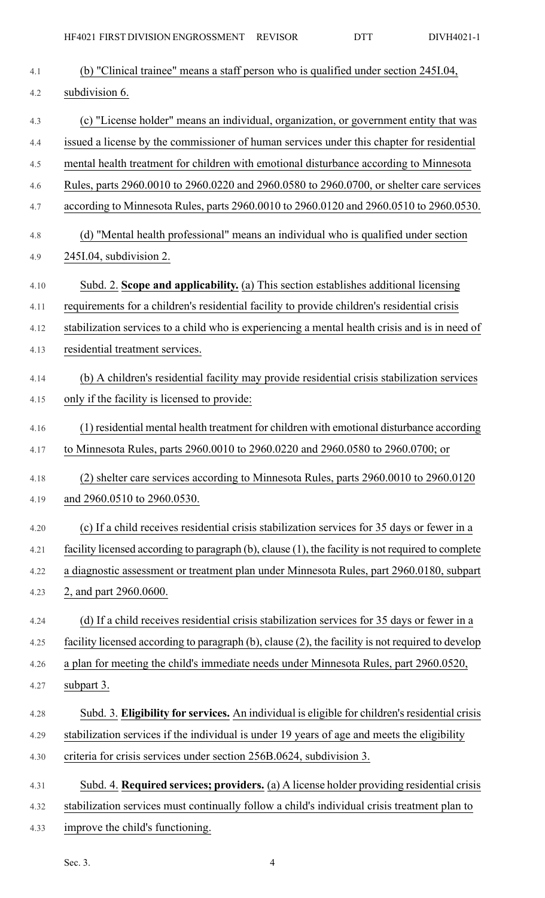(b) "Clinical trainee" means a staff person who is qualified under section 245I.04, subdivision 6.

(c) "License holder" means an individual, organization, or government entity that was issued a license by the commissioner of human services under this chapter for residential mental health treatment for children with emotional disturbance according to Minnesota Rules, parts 2960.0010 to 2960.0220 and 2960.0580 to 2960.0700, or shelter care services according to Minnesota Rules, parts 2960.0010 to 2960.0120 and 2960.0510 to 2960.0530.

(d) "Mental health professional" means an individual who is qualified under section 245I.04, subdivision 2.

Subd. 2. **Scope and applicability.** (a) This section establishes additional licensing requirements for a children's residential facility to provide children's residential crisis stabilization services to a child who is experiencing a mental health crisis and is in need of residential treatment services.

(b) A children's residential facility may provide residential crisis stabilization services only if the facility is licensed to provide:

(1) residential mental health treatment for children with emotional disturbance according to Minnesota Rules, parts 2960.0010 to 2960.0220 and 2960.0580 to 2960.0700; or

(2) shelter care services according to Minnesota Rules, parts 2960.0010 to 2960.0120 and 2960.0510 to 2960.0530.

(c) If a child receives residential crisis stabilization services for 35 days or fewer in a facility licensed according to paragraph (b), clause (1), the facility is not required to complete a diagnostic assessment or treatment plan under Minnesota Rules, part 2960.0180, subpart 2, and part 2960.0600.

(d) If a child receives residential crisis stabilization services for 35 days or fewer in a facility licensed according to paragraph (b), clause (2), the facility is not required to develop a plan for meeting the child's immediate needs under Minnesota Rules, part 2960.0520, subpart 3.

Subd. 3. **Eligibility for services.** An individual is eligible for children's residential crisis stabilization services if the individual is under 19 years of age and meets the eligibility criteria for crisis services under section 256B.0624, subdivision 3.

Subd. 4. **Required services; providers.** (a) A license holder providing residential crisis stabilization services must continually follow a child's individual crisis treatment plan to improve the child's functioning.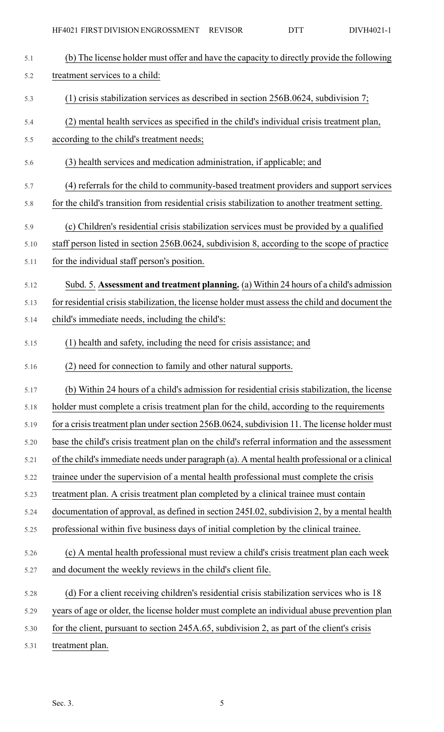(b) The license holder must offer and have the capacity to directly provide the following treatment services to a child:

(1) crisis stabilization services as described in section 256B.0624, subdivision 7;

(2) mental health services as specified in the child's individual crisis treatment plan, according to the child's treatment needs;

(3) health services and medication administration, if applicable; and

(4) referrals for the child to community-based treatment providers and support services for the child's transition from residential crisis stabilization to another treatment setting.

(c) Children's residential crisis stabilization services must be provided by a qualified staff person listed in section 256B.0624, subdivision 8, according to the scope of practice for the individual staff person's position.

Subd. 5. **Assessment and treatment planning.** (a) Within 24 hours of a child's admission for residential crisis stabilization, the license holder must assess the child and document the child's immediate needs, including the child's:

(1) health and safety, including the need for crisis assistance; and

(2) need for connection to family and other natural supports.

(b) Within 24 hours of a child's admission for residential crisis stabilization, the license holder must complete a crisis treatment plan for the child, according to the requirements for a crisis treatment plan under section 256B.0624, subdivision 11. The license holder must base the child's crisis treatment plan on the child's referral information and the assessment of the child's immediate needs under paragraph (a). A mental health professional or a clinical trainee under the supervision of a mental health professional must complete the crisis treatment plan. A crisis treatment plan completed by a clinical trainee must contain documentation of approval, as defined in section 245I.02, subdivision 2, by a mental health professional within five business days of initial completion by the clinical trainee.

(c) A mental health professional must review a child's crisis treatment plan each week and document the weekly reviews in the child's client file.

(d) For a client receiving children's residential crisis stabilization services who is 18 years of age or older, the license holder must complete an individual abuse prevention plan for the client, pursuant to section 245A.65, subdivision 2, as part of the client's crisis treatment plan.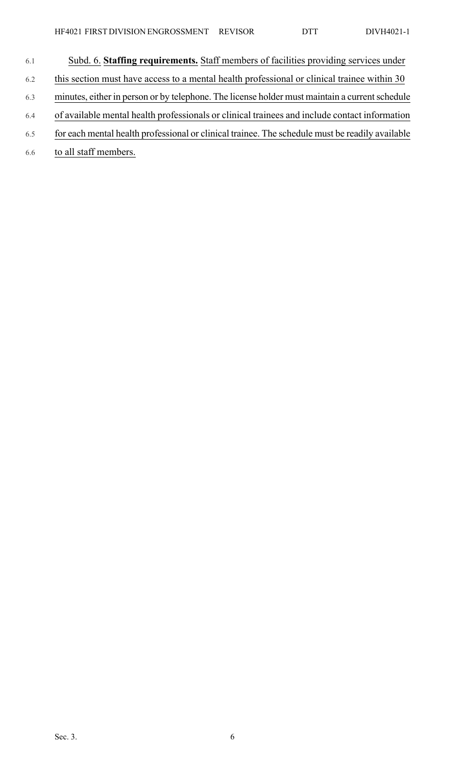Subd. 6. **Staffing requirements.** Staff members of facilities providing services under this section must have access to a mental health professional or clinical trainee within 30 minutes, either in person or by telephone. The license holder must maintain a current schedule of available mental health professionals or clinical trainees and include contact information for each mental health professional or clinical trainee. The schedule must be readily available to all staff members.